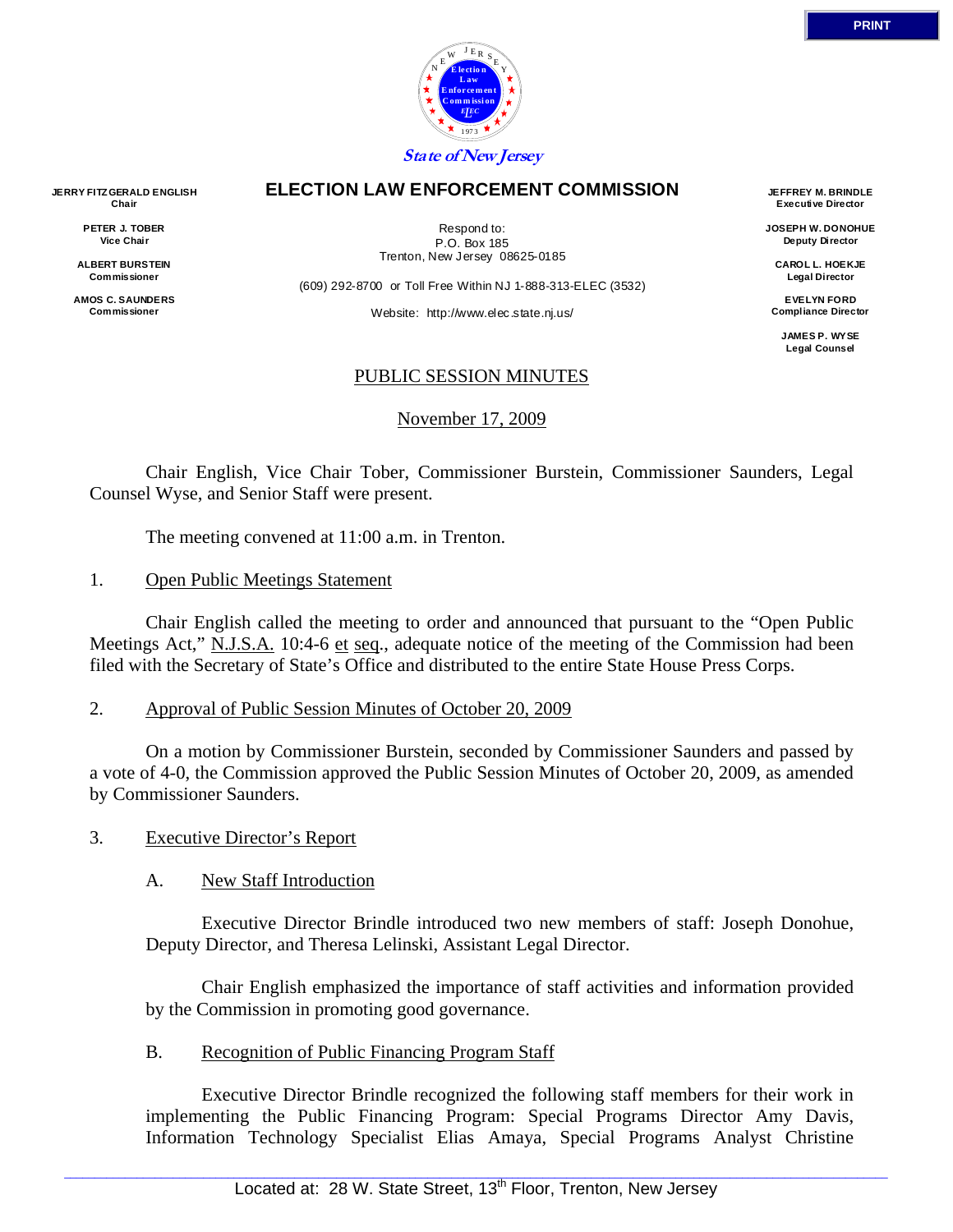State of New Jersey

# ELECTION LAW ENFORCEMENT COMMISSION

**JERRY FITZGERALD ENGLISH**
**Chair**

**PETER J. TOBER**
**Vice Chair**

**ALBERT BURSTEIN**
**Commissioner**

**AMOS C. SAUNDERS**
**Commissioner**

Respond to:
P.O. Box 185
Trenton, New Jersey 08625-0185

(609) 292-8700 or Toll Free Within NJ 1-888-313-ELEC (3532)

Website: http://www.elec.state.nj.us/

**JEFFREY M. BRINDLE**
**Executive Director**

**JOSEPH W. DONOHUE**
**Deputy Director**

**CAROL L. HOEKJE**
**Legal Director**

**EVELYN FORD**
**Compliance Director**

**JAMES P. WYSE**
**Legal Counsel**

## PUBLIC SESSION MINUTES

November 17, 2009

Chair English, Vice Chair Tober, Commissioner Burstein, Commissioner Saunders, Legal Counsel Wyse, and Senior Staff were present.

The meeting convened at 11:00 a.m. in Trenton.

1. Open Public Meetings Statement

Chair English called the meeting to order and announced that pursuant to the "Open Public Meetings Act," N.J.S.A. 10:4-6 et seq., adequate notice of the meeting of the Commission had been filed with the Secretary of State's Office and distributed to the entire State House Press Corps.

2. Approval of Public Session Minutes of October 20, 2009

On a motion by Commissioner Burstein, seconded by Commissioner Saunders and passed by a vote of 4-0, the Commission approved the Public Session Minutes of October 20, 2009, as amended by Commissioner Saunders.

3. Executive Director's Report

A. New Staff Introduction

Executive Director Brindle introduced two new members of staff: Joseph Donohue, Deputy Director, and Theresa Lelinski, Assistant Legal Director.

Chair English emphasized the importance of staff activities and information provided by the Commission in promoting good governance.

B. Recognition of Public Financing Program Staff

Executive Director Brindle recognized the following staff members for their work in implementing the Public Financing Program: Special Programs Director Amy Davis, Information Technology Specialist Elias Amaya, Special Programs Analyst Christine

Located at: 28 W. State Street, 13th Floor, Trenton, New Jersey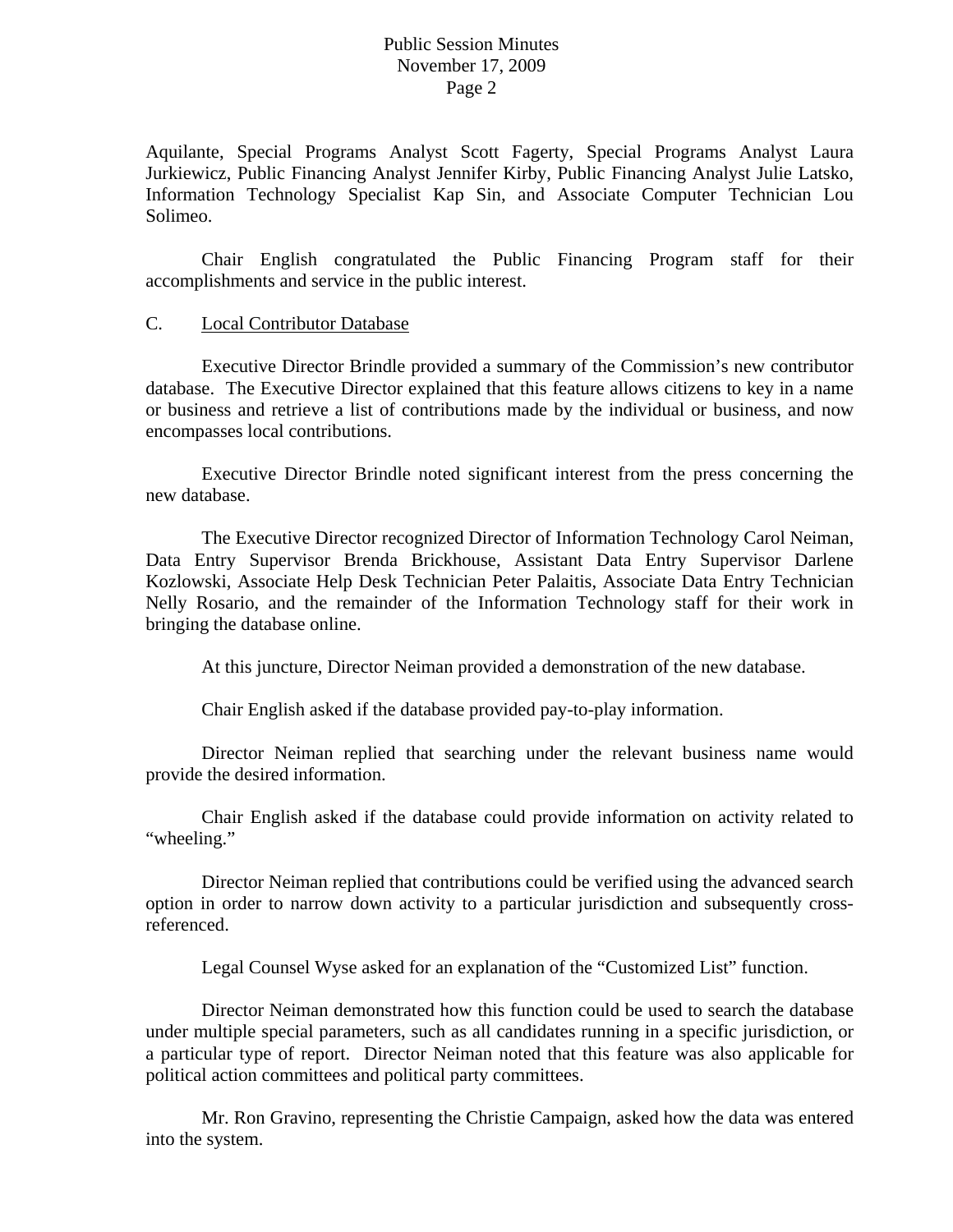Aquilante, Special Programs Analyst Scott Fagerty, Special Programs Analyst Laura Jurkiewicz, Public Financing Analyst Jennifer Kirby, Public Financing Analyst Julie Latsko, Information Technology Specialist Kap Sin, and Associate Computer Technician Lou Solimeo.

Chair English congratulated the Public Financing Program staff for their accomplishments and service in the public interest.

C. Local Contributor Database

Executive Director Brindle provided a summary of the Commission's new contributor database. The Executive Director explained that this feature allows citizens to key in a name or business and retrieve a list of contributions made by the individual or business, and now encompasses local contributions.

Executive Director Brindle noted significant interest from the press concerning the new database.

The Executive Director recognized Director of Information Technology Carol Neiman, Data Entry Supervisor Brenda Brickhouse, Assistant Data Entry Supervisor Darlene Kozlowski, Associate Help Desk Technician Peter Palaitis, Associate Data Entry Technician Nelly Rosario, and the remainder of the Information Technology staff for their work in bringing the database online.

At this juncture, Director Neiman provided a demonstration of the new database.

Chair English asked if the database provided pay-to-play information.

Director Neiman replied that searching under the relevant business name would provide the desired information.

Chair English asked if the database could provide information on activity related to "wheeling."

Director Neiman replied that contributions could be verified using the advanced search option in order to narrow down activity to a particular jurisdiction and subsequently cross-referenced.

Legal Counsel Wyse asked for an explanation of the "Customized List" function.

Director Neiman demonstrated how this function could be used to search the database under multiple special parameters, such as all candidates running in a specific jurisdiction, or a particular type of report. Director Neiman noted that this feature was also applicable for political action committees and political party committees.

Mr. Ron Gravino, representing the Christie Campaign, asked how the data was entered into the system.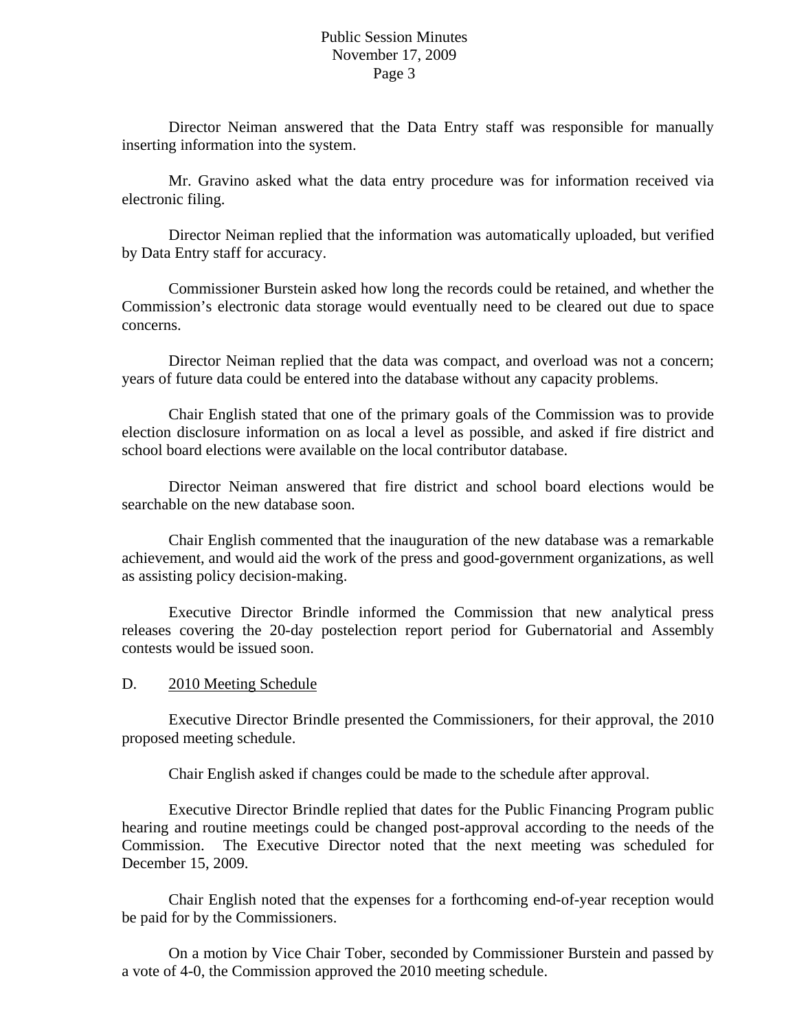Director Neiman answered that the Data Entry staff was responsible for manually inserting information into the system.

Mr. Gravino asked what the data entry procedure was for information received via electronic filing.

Director Neiman replied that the information was automatically uploaded, but verified by Data Entry staff for accuracy.

Commissioner Burstein asked how long the records could be retained, and whether the Commission's electronic data storage would eventually need to be cleared out due to space concerns.

Director Neiman replied that the data was compact, and overload was not a concern; years of future data could be entered into the database without any capacity problems.

Chair English stated that one of the primary goals of the Commission was to provide election disclosure information on as local a level as possible, and asked if fire district and school board elections were available on the local contributor database.

Director Neiman answered that fire district and school board elections would be searchable on the new database soon.

Chair English commented that the inauguration of the new database was a remarkable achievement, and would aid the work of the press and good-government organizations, as well as assisting policy decision-making.

Executive Director Brindle informed the Commission that new analytical press releases covering the 20-day postelection report period for Gubernatorial and Assembly contests would be issued soon.

D. <u>2010 Meeting Schedule</u>

Executive Director Brindle presented the Commissioners, for their approval, the 2010 proposed meeting schedule.

Chair English asked if changes could be made to the schedule after approval.

Executive Director Brindle replied that dates for the Public Financing Program public hearing and routine meetings could be changed post-approval according to the needs of the Commission. The Executive Director noted that the next meeting was scheduled for December 15, 2009.

Chair English noted that the expenses for a forthcoming end-of-year reception would be paid for by the Commissioners.

On a motion by Vice Chair Tober, seconded by Commissioner Burstein and passed by a vote of 4-0, the Commission approved the 2010 meeting schedule.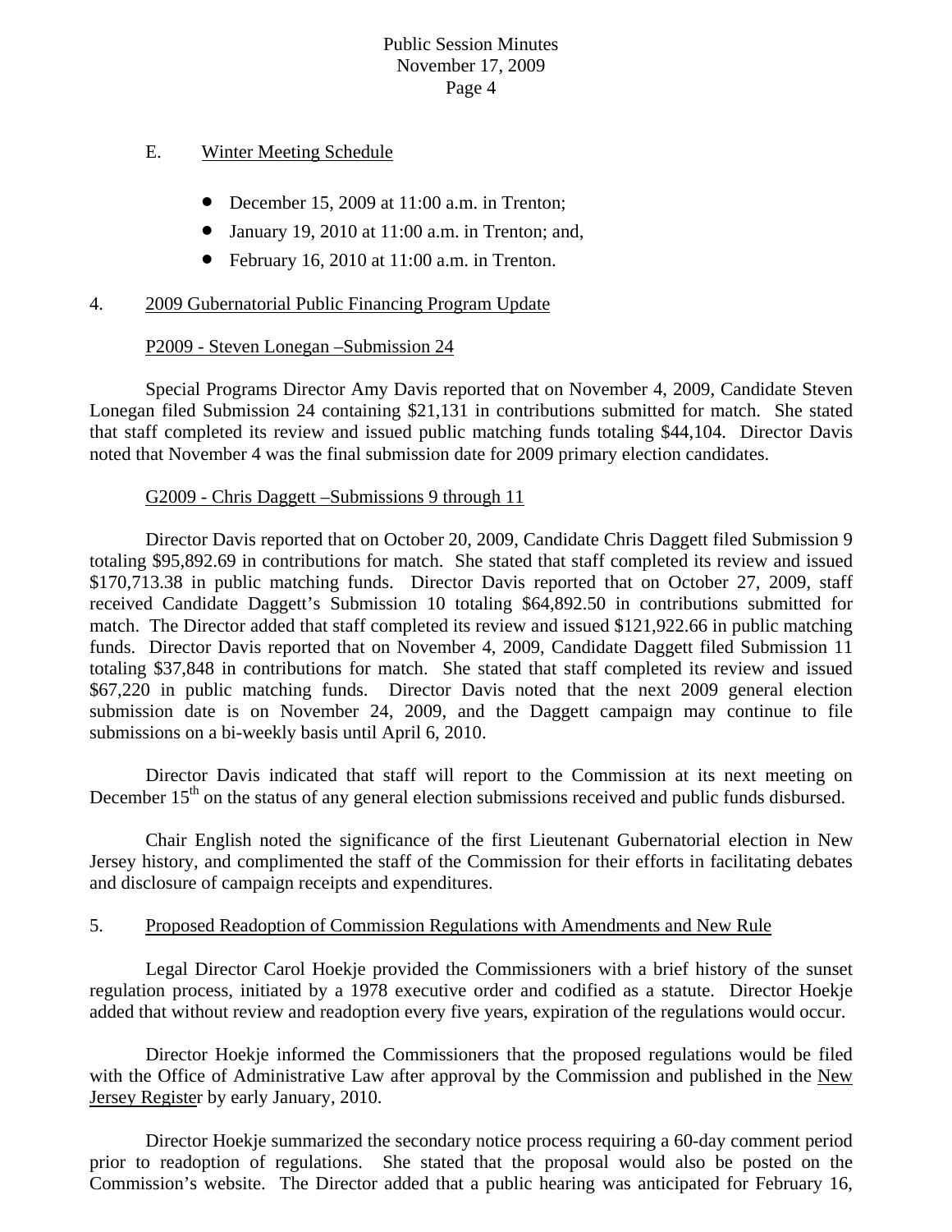E. Winter Meeting Schedule

- December 15, 2009 at 11:00 a.m. in Trenton;
- January 19, 2010 at 11:00 a.m. in Trenton; and,
- February 16, 2010 at 11:00 a.m. in Trenton.

4. 2009 Gubernatorial Public Financing Program Update

P2009 - Steven Lonegan –Submission 24

Special Programs Director Amy Davis reported that on November 4, 2009, Candidate Steven Lonegan filed Submission 24 containing $21,131 in contributions submitted for match. She stated that staff completed its review and issued public matching funds totaling $44,104. Director Davis noted that November 4 was the final submission date for 2009 primary election candidates.

G2009 - Chris Daggett –Submissions 9 through 11

Director Davis reported that on October 20, 2009, Candidate Chris Daggett filed Submission 9 totaling $95,892.69 in contributions for match. She stated that staff completed its review and issued $170,713.38 in public matching funds. Director Davis reported that on October 27, 2009, staff received Candidate Daggett's Submission 10 totaling $64,892.50 in contributions submitted for match. The Director added that staff completed its review and issued $121,922.66 in public matching funds. Director Davis reported that on November 4, 2009, Candidate Daggett filed Submission 11 totaling $37,848 in contributions for match. She stated that staff completed its review and issued $67,220 in public matching funds. Director Davis noted that the next 2009 general election submission date is on November 24, 2009, and the Daggett campaign may continue to file submissions on a bi-weekly basis until April 6, 2010.

Director Davis indicated that staff will report to the Commission at its next meeting on December 15th on the status of any general election submissions received and public funds disbursed.

Chair English noted the significance of the first Lieutenant Gubernatorial election in New Jersey history, and complimented the staff of the Commission for their efforts in facilitating debates and disclosure of campaign receipts and expenditures.

5. Proposed Readoption of Commission Regulations with Amendments and New Rule

Legal Director Carol Hoekje provided the Commissioners with a brief history of the sunset regulation process, initiated by a 1978 executive order and codified as a statute. Director Hoekje added that without review and readoption every five years, expiration of the regulations would occur.

Director Hoekje informed the Commissioners that the proposed regulations would be filed with the Office of Administrative Law after approval by the Commission and published in the New Jersey Register by early January, 2010.

Director Hoekje summarized the secondary notice process requiring a 60-day comment period prior to readoption of regulations. She stated that the proposal would also be posted on the Commission's website. The Director added that a public hearing was anticipated for February 16,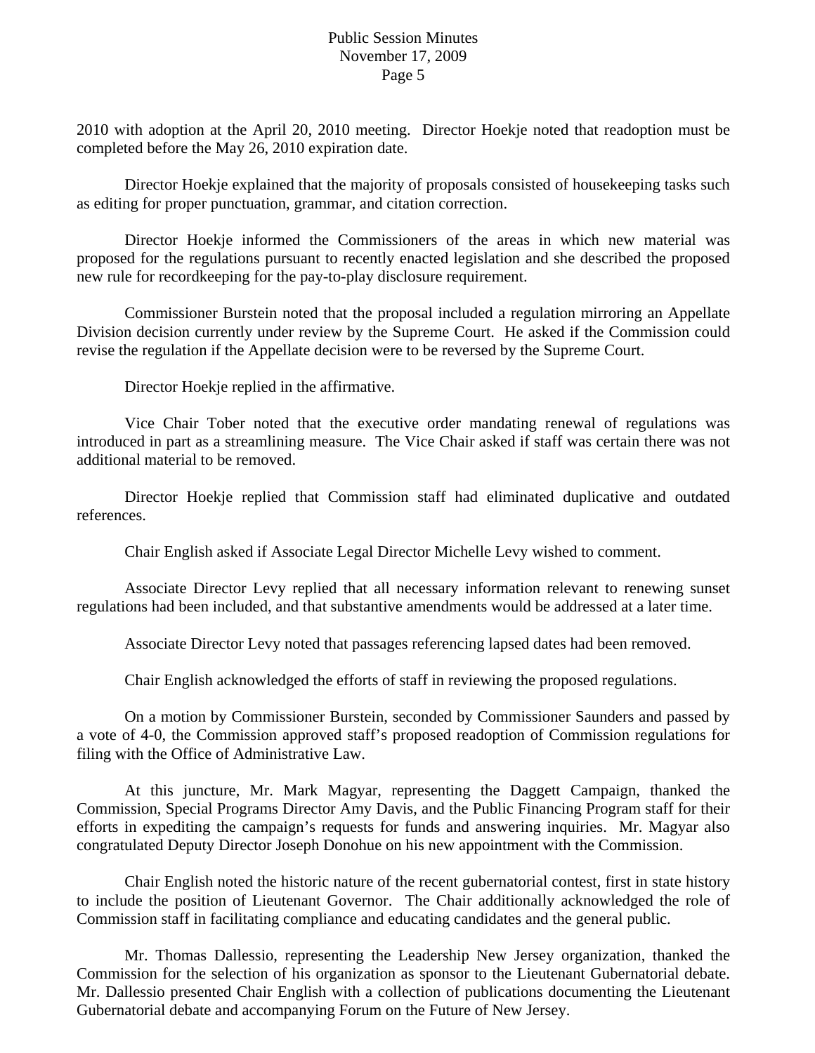2010 with adoption at the April 20, 2010 meeting. Director Hoekje noted that readoption must be completed before the May 26, 2010 expiration date.

Director Hoekje explained that the majority of proposals consisted of housekeeping tasks such as editing for proper punctuation, grammar, and citation correction.

Director Hoekje informed the Commissioners of the areas in which new material was proposed for the regulations pursuant to recently enacted legislation and she described the proposed new rule for recordkeeping for the pay-to-play disclosure requirement.

Commissioner Burstein noted that the proposal included a regulation mirroring an Appellate Division decision currently under review by the Supreme Court. He asked if the Commission could revise the regulation if the Appellate decision were to be reversed by the Supreme Court.

Director Hoekje replied in the affirmative.

Vice Chair Tober noted that the executive order mandating renewal of regulations was introduced in part as a streamlining measure. The Vice Chair asked if staff was certain there was not additional material to be removed.

Director Hoekje replied that Commission staff had eliminated duplicative and outdated references.

Chair English asked if Associate Legal Director Michelle Levy wished to comment.

Associate Director Levy replied that all necessary information relevant to renewing sunset regulations had been included, and that substantive amendments would be addressed at a later time.

Associate Director Levy noted that passages referencing lapsed dates had been removed.

Chair English acknowledged the efforts of staff in reviewing the proposed regulations.

On a motion by Commissioner Burstein, seconded by Commissioner Saunders and passed by a vote of 4-0, the Commission approved staff's proposed readoption of Commission regulations for filing with the Office of Administrative Law.

At this juncture, Mr. Mark Magyar, representing the Daggett Campaign, thanked the Commission, Special Programs Director Amy Davis, and the Public Financing Program staff for their efforts in expediting the campaign's requests for funds and answering inquiries. Mr. Magyar also congratulated Deputy Director Joseph Donohue on his new appointment with the Commission.

Chair English noted the historic nature of the recent gubernatorial contest, first in state history to include the position of Lieutenant Governor. The Chair additionally acknowledged the role of Commission staff in facilitating compliance and educating candidates and the general public.

Mr. Thomas Dallessio, representing the Leadership New Jersey organization, thanked the Commission for the selection of his organization as sponsor to the Lieutenant Gubernatorial debate. Mr. Dallessio presented Chair English with a collection of publications documenting the Lieutenant Gubernatorial debate and accompanying Forum on the Future of New Jersey.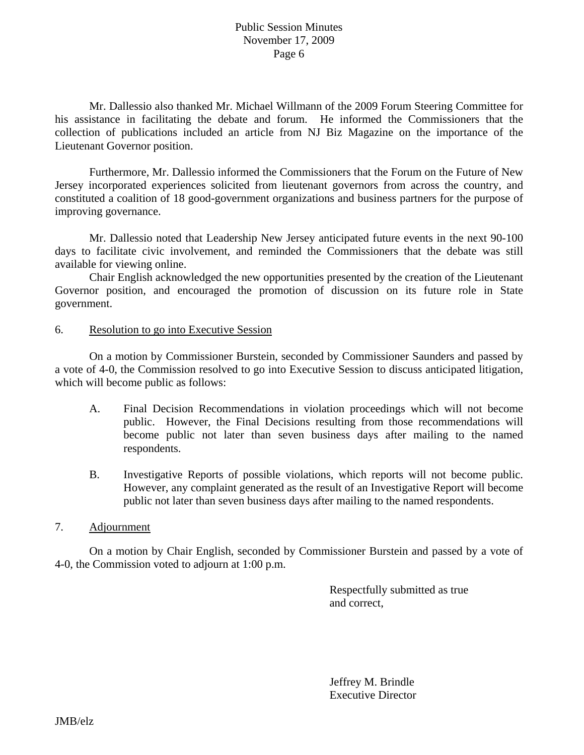Mr. Dallessio also thanked Mr. Michael Willmann of the 2009 Forum Steering Committee for his assistance in facilitating the debate and forum. He informed the Commissioners that the collection of publications included an article from NJ Biz Magazine on the importance of the Lieutenant Governor position.

Furthermore, Mr. Dallessio informed the Commissioners that the Forum on the Future of New Jersey incorporated experiences solicited from lieutenant governors from across the country, and constituted a coalition of 18 good-government organizations and business partners for the purpose of improving governance.

Mr. Dallessio noted that Leadership New Jersey anticipated future events in the next 90-100 days to facilitate civic involvement, and reminded the Commissioners that the debate was still available for viewing online.

Chair English acknowledged the new opportunities presented by the creation of the Lieutenant Governor position, and encouraged the promotion of discussion on its future role in State government.

6. Resolution to go into Executive Session

On a motion by Commissioner Burstein, seconded by Commissioner Saunders and passed by a vote of 4-0, the Commission resolved to go into Executive Session to discuss anticipated litigation, which will become public as follows:

A. Final Decision Recommendations in violation proceedings which will not become public. However, the Final Decisions resulting from those recommendations will become public not later than seven business days after mailing to the named respondents.

B. Investigative Reports of possible violations, which reports will not become public. However, any complaint generated as the result of an Investigative Report will become public not later than seven business days after mailing to the named respondents.

7. Adjournment

On a motion by Chair English, seconded by Commissioner Burstein and passed by a vote of 4-0, the Commission voted to adjourn at 1:00 p.m.

Respectfully submitted as true and correct,

Jeffrey M. Brindle
Executive Director

JMB/elz